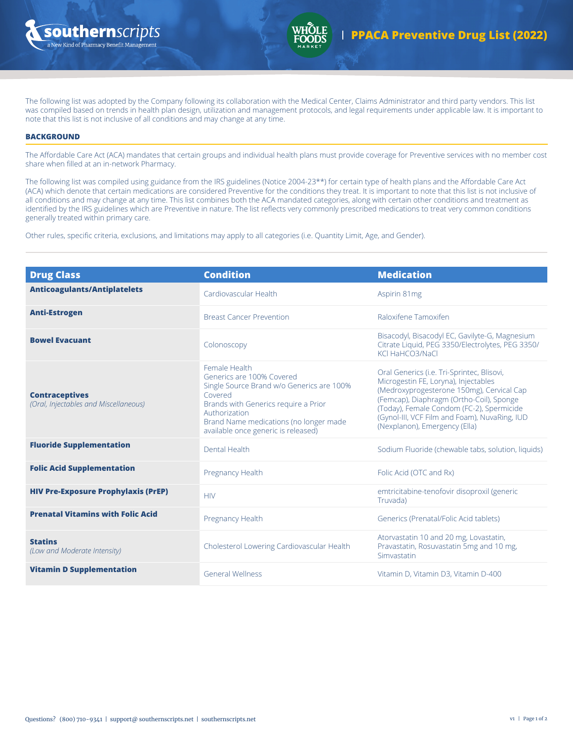# PPACA Preventive Drug List (2022)

The following list was adopted by the Company following its collaboration with the Medical Center, Claims Administrator and third party vendors. This list was compiled based on trends in health plan design, utilization and management protocols, and legal requirements under applicable law. It is important to note that this list is not inclusive of all conditions and may change at any time.

## BACKGROUND

The Affordable Care Act (ACA) mandates that certain groups and individual health plans must provide coverage for Preventive services with no member cost share when filled at an in-network Pharmacy.

The following list was compiled using guidance from the IRS guidelines (Notice 2004-23**) for certain type of health plans and the Affordable Care Act (ACA) which denote that certain medications are considered Preventive for the conditions they treat. It is important to note that this list is not inclusive of all conditions and may change at any time. This list combines both the ACA mandated categories, along with certain other conditions and treatment as identified by the IRS guidelines which are Preventive in nature. The list reflects very commonly prescribed medications to treat very common conditions generally treated within primary care.

Other rules, specific criteria, exclusions, and limitations may apply to all categories (i.e. Quantity Limit, Age, and Gender).

| Drug Class | Condition | Medication |
|---|---|---|
| **Anticoagulants/Antiplatelets** | Cardiovascular Health | Aspirin 81mg |
| **Anti-Estrogen** | Breast Cancer Prevention | Raloxifene Tamoxifen |
| **Bowel Evacuant** | Colonoscopy | Bisacodyl, Bisacodyl EC, Gavilyte-G, Magnesium Citrate Liquid, PEG 3350/Electrolytes, PEG 3350/ KCl HaHCO3/NaCl |
| **Contraceptives** *(Oral, Injectables and Miscellaneous)* | Female Health Generics are 100% Covered Single Source Brand w/o Generics are 100% Covered Brands with Generics require a Prior Authorization Brand Name medications (no longer made available once generic is released) | Oral Generics (i.e. Tri-Sprintec, Blisovi, Microgestin FE, Loryna), Injectables (Medroxyprogesterone 150mg), Cervical Cap (Femcap), Diaphragm (Ortho-Coil), Sponge (Today), Female Condom (FC-2), Spermicide (Gynol-III, VCF Film and Foam), NuvaRing, IUD (Nexplanon), Emergency (Ella) |
| **Fluoride Supplementation** | Dental Health | Sodium Fluoride (chewable tabs, solution, liquids) |
| **Folic Acid Supplementation** | Pregnancy Health | Folic Acid (OTC and Rx) |
| **HIV Pre-Exposure Prophylaxis (PrEP)** | HIV | emtricitabine-tenofovir disoproxil (generic Truvada) |
| **Prenatal Vitamins with Folic Acid** | Pregnancy Health | Generics (Prenatal/Folic Acid tablets) |
| **Statins** *(Low and Moderate Intensity)* | Cholesterol Lowering Cardiovascular Health | Atorvastatin 10 and 20 mg, Lovastatin, Pravastatin, Rosuvastatin 5mg and 10 mg, Simvastatin |
| **Vitamin D Supplementation** | General Wellness | Vitamin D, Vitamin D3, Vitamin D-400 |

Questions? (800) 710-9341 | support@ southernscripts.net | southernscripts.net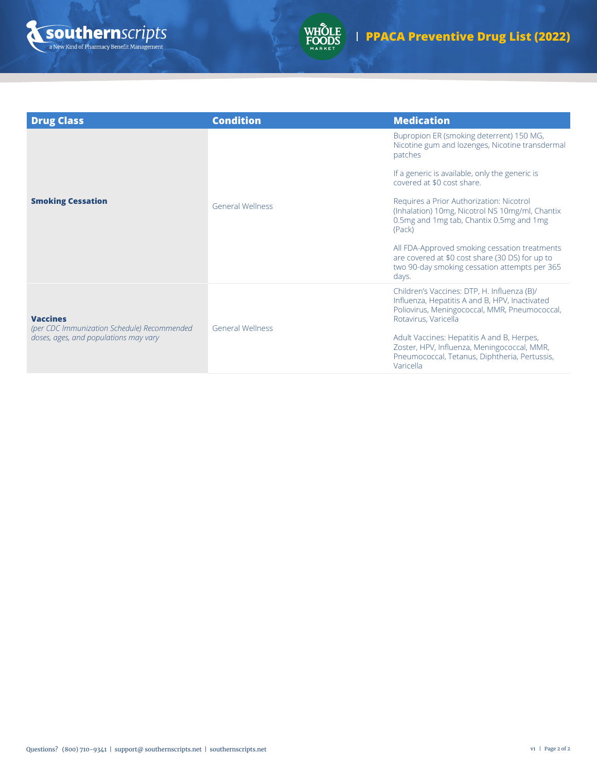| Drug Class | Condition | Medication |
| --- | --- | --- |
| **Smoking Cessation** | General Wellness | Bupropion ER (smoking deterrent) 150 MG, Nicotine gum and lozenges, Nicotine transdermal patches<br><br>If a generic is available, only the generic is covered at $0 cost share.<br><br>Requires a Prior Authorization: Nicotrol (Inhalation) 10mg, Nicotrol NS 10mg/ml, Chantix 0.5mg and 1mg tab, Chantix 0.5mg and 1mg (Pack)<br><br>All FDA-Approved smoking cessation treatments are covered at $0 cost share (30 DS) for up to two 90-day smoking cessation attempts per 365 days. |
| **Vaccines**<br>*(per CDC Immunization Schedule) Recommended doses, ages, and populations may vary* | General Wellness | Children's Vaccines: DTP, H. Influenza (B)/ Influenza, Hepatitis A and B, HPV, Inactivated Poliovirus, Meningococcal, MMR, Pneumococcal, Rotavirus, Varicella<br><br>Adult Vaccines: Hepatitis A and B, Herpes, Zoster, HPV, Influenza, Meningococcal, MMR, Pneumococcal, Tetanus, Diphtheria, Pertussis, Varicella |

Questions? (800) 710-9341 | support@ southernscripts.net | southernscripts.net